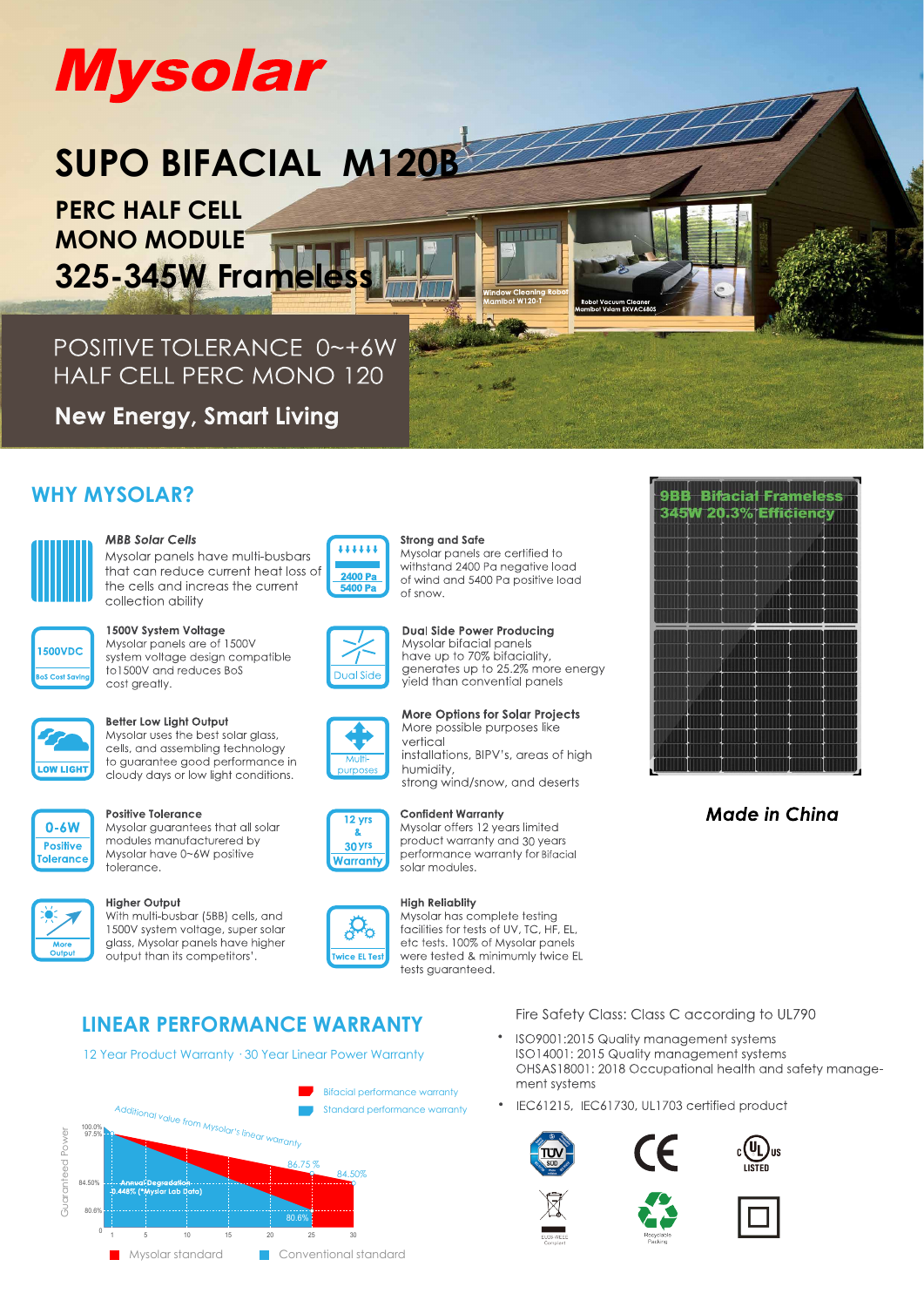# Mysolar

## SUPO BIFACIAL M120B

### PERC HALF CELL MONO MODULE

### 325-345W Frameless

POSITIVE TOLERANCE 0~+6W
HALF CELL PERC MONO 120

**New Energy, Smart Living**

## WHY MYSOLAR?

***MBB Solar Cells***
Mysolar panels have multi-busbars that can reduce current heat loss of the cells and increas the current collection ability

**Strong and Safe**
Mysolar panels are certified to withstand 2400 Pa negative load of wind and 5400 Pa positive load of snow.

**1500V System Voltage**
Mysolar panels are of 1500V system voltage design compatible to1500V and reduces BoS cost greatly.

**Dual Side Power Producing**
Mysolar bifacial panels have up to 70% bifaciality, generates up to 25.2% more energy yield than convential panels

**Better Low Light Output**
Mysolar uses the best solar glass, cells, and assembling technology to guarantee good performance in cloudy days or low light conditions.

**More Options for Solar Projects**
More possible purposes like vertical installations, BIPV's, areas of high humidity, strong wind/snow, and deserts

**Positive Tolerance**
Mysolar guarantees that all solar modules manufactured by Mysolar have 0~6W positive tolerance.

**Confident Warranty**
Mysolar offers 12 year's limited product warranty and 30 years performance warranty for Bifacial solar modules.

**Higher Output**
With multi-busbar (5BB) cells, and 1500V system voltage, super solar glass, Mysolar panels have higher output than its competitors'.

**High Reliablity**
Mysolar has complete testing facilities for tests of UV, TC, HF, EL, etc tests. 100% of Mysolar panels were tested & munimully twice EL tests guaranteed.

9BB Bifacial Frameless 345W 20.3% Efficiency

***Made in China***

## LINEAR PERFORMANCE WARRANTY

12 Year Product Warranty · 30 Year Linear Power Warranty

Additional value from Mysolar's linear warranty

- Bifacial performance warranty
- Standard performance warranty

Guaranteed Power: 100.0%, 97.5%, 86.75%, 84.50%, 80.6%
Annual Degradation 0.448% (*Mysolar Lab Data)
Years: 0, 1, 5, 10, 15, 20, 25, 30

- Mysolar standard
- Conventional standard

Fire Safety Class: Class C according to UL790

- ISO9001:2015 Quality management systems
  ISO14001: 2015 Quality management systems
  OHSAS18001: 2018 Occupational health and safety management systems
- IEC61215, IEC61730, UL1703 certified product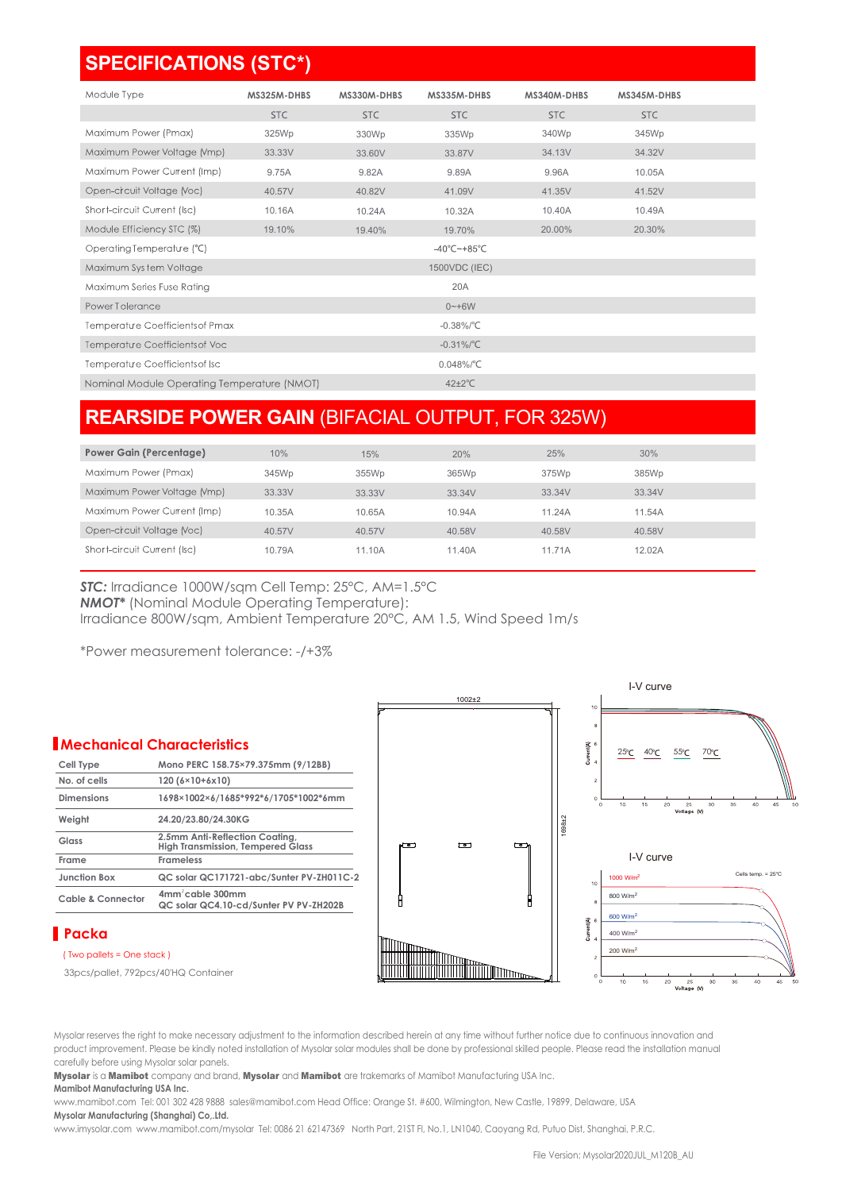## SPECIFICATIONS (STC*)

| Module Type | MS325M-DHBS | MS330M-DHBS | MS335M-DHBS | MS340M-DHBS | MS345M-DHBS |
|---|---|---|---|---|---|
| | STC | STC | STC | STC | STC |
| Maximum Power (Pmax) | 325Wp | 330Wp | 335Wp | 340Wp | 345Wp |
| Maximum Power Voltage (Vmp) | 33.33V | 33.60V | 33.87V | 34.13V | 34.32V |
| Maximum Power Current (Imp) | 9.75A | 9.82A | 9.89A | 9.96A | 10.05A |
| Open-circuit Voltage (Voc) | 40.57V | 40.82V | 41.09V | 41.35V | 41.52V |
| Short-circuit Current (Isc) | 10.16A | 10.24A | 10.32A | 10.40A | 10.49A |
| Module Efficiency STC (%) | 19.10% | 19.40% | 19.70% | 20.00% | 20.30% |
| Operating Temperature (℃) | | | -40℃~+85℃ | | |
| Maximum System Voltage | | | 1500VDC (IEC) | | |
| Maximum Series Fuse Rating | | | 20A | | |
| Power Tolerance | | | 0~+6W | | |
| Temperature Coefficients of Pmax | | | -0.38%/℃ | | |
| Temperature Coefficients of Voc | | | -0.31%/℃ | | |
| Temperature Coefficients of Isc | | | 0.048%/℃ | | |
| Nominal Module Operating Temperature (NMOT) | | | 42±2℃ | | |

## REARSIDE POWER GAIN (BIFACIAL OUTPUT, FOR 325W)

| Power Gain (Percentage) | 10% | 15% | 20% | 25% | 30% |
|---|---|---|---|---|---|
| Maximum Power (Pmax) | 345Wp | 355Wp | 365Wp | 375Wp | 385Wp |
| Maximum Power Voltage (Vmp) | 33.33V | 33.33V | 33.34V | 33.34V | 33.34V |
| Maximum Power Current (Imp) | 10.35A | 10.65A | 10.94A | 11.24A | 11.54A |
| Open-circuit Voltage (Voc) | 40.57V | 40.57V | 40.58V | 40.58V | 40.58V |
| Short-circuit Current (Isc) | 10.79A | 11.10A | 11.40A | 11.71A | 12.02A |

***STC:*** Irradiance 1000W/sqm Cell Temp: 25°C, AM=1.5°C
***NMOT**** (Nominal Module Operating Temperature):
Irradiance 800W/sqm, Ambient Temperature 20°C, AM 1.5, Wind Speed 1m/s

*Power measurement tolerance: -/+3%

### Mechanical Characteristics

| | |
|---|---|
| Cell Type | Mono PERC 158.75×79.375mm (9/12BB) |
| No. of cells | 120 (6×10+6x10) |
| Dimensions | 1698×1002×6/1685*992*6/1705*1002*6mm |
| Weight | 24.20/23.80/24.30KG |
| Glass | 2.5mm Anti-Reflection Coating, High Transmission, Tempered Glass |
| Frame | Frameless |
| Junction Box | QC solar QC171721-abc/Sunter PV-ZH011C-2 |
| Cable & Connector | 4mm² cable 300mm<br>QC solar QC4.10-cd/Sunter PV PV-ZH202B |

### Packa

( Two pallets = One stack )

33pcs/pallet, 792pcs/40'HQ Container

1002±2

1698±2

I-V curve

25℃ 40℃ 55℃ 70℃

Current(A)

Voltage (V)

I-V curve

Cells temp. = 25°C

1000 W/m²
800 W/m²
600 W/m²
400 W/m²
200 W/m²

Current(A)

Voltage (V)

Mysolar reserves the right to make necessary adjustment to the information described herein at any time without further notice due to continuous innovation and product improvement. Please be kindly noted installation of Mysolar solar modules shall be done by professional skilled people. Please read the installation manual carefully before using Mysolar solar panels.

**Mysolar** is a **Mamibot** company and brand, **Mysolar** and **Mamibot** are trakemarks of Mamibot Manufacturing USA Inc.

**Mamibot Manufacturing USA Inc.**

www.mamibot.com Tel: 001 302 428 9888 sales@mamibot.com Head Office: Orange St. #600, Wilmington, New Castle, 19899, Delaware, USA

**Mysolar Manufacturing (Shanghai) Co,.Ltd.**

www.imysolar.com www.mamibot.com/mysolar Tel: 0086 21 62147369 North Part, 21ST Fl, No.1, LN1040, Caoyang Rd, Putuo Dist, Shanghai, P.R.C.

File Version: Mysolar2020JUL_M120B_AU